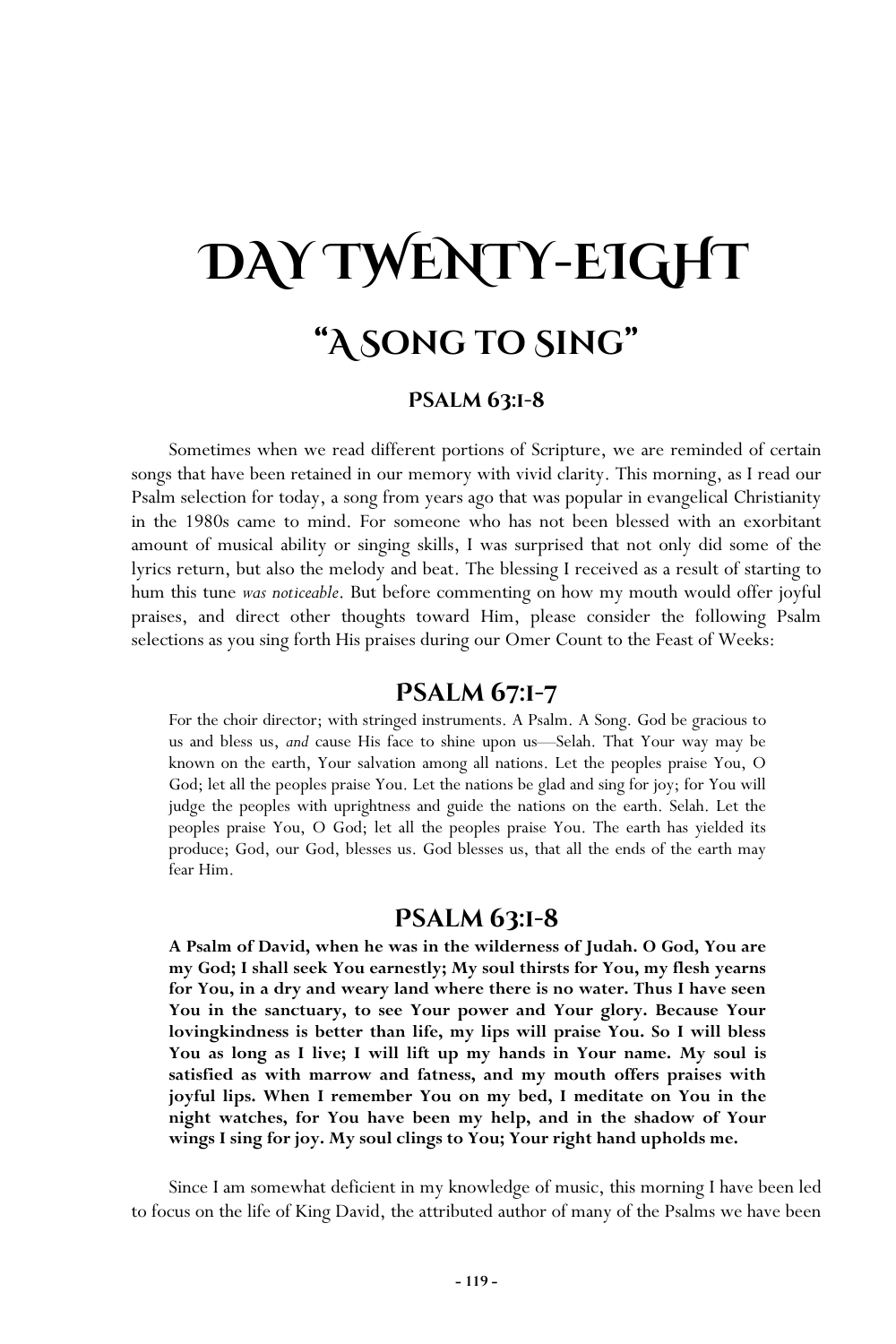# Day Twenty-Eight

## "A Song to Sing"

### PSALM 63:1-8

Sometimes when we read different portions of Scripture, we are reminded of certain songs that have been retained in our memory with vivid clarity. This morning, as I read our Psalm selection for today, a song from years ago that was popular in evangelical Christianity in the 1980s came to mind. For someone who has not been blessed with an exorbitant amount of musical ability or singing skills, I was surprised that not only did some of the lyrics return, but also the melody and beat. The blessing I received as a result of starting to hum this tune *was noticeable*. But before commenting on how my mouth would offer joyful praises, and direct other thoughts toward Him, please consider the following Psalm selections as you sing forth His praises during our Omer Count to the Feast of Weeks:

## PSALM 67:1-7

For the choir director; with stringed instruments. A Psalm. A Song. God be gracious to us and bless us, *and* cause His face to shine upon us—Selah. That Your way may be known on the earth, Your salvation among all nations. Let the peoples praise You, O God; let all the peoples praise You. Let the nations be glad and sing for joy; for You will judge the peoples with uprightness and guide the nations on the earth. Selah. Let the peoples praise You, O God; let all the peoples praise You. The earth has yielded its produce; God, our God, blesses us. God blesses us, that all the ends of the earth may fear Him.

## PSALM 63:1-8

**A Psalm of David, when he was in the wilderness of Judah. O God, You are my God; I shall seek You earnestly; My soul thirsts for You, my flesh yearns for You, in a dry and weary land where there is no water. Thus I have seen You in the sanctuary, to see Your power and Your glory. Because Your lovingkindness is better than life, my lips will praise You. So I will bless You as long as I live; I will lift up my hands in Your name. My soul is satisfied as with marrow and fatness, and my mouth offers praises with joyful lips. When I remember You on my bed, I meditate on You in the night watches, for You have been my help, and in the shadow of Your wings I sing for joy. My soul clings to You; Your right hand upholds me.**

Since I am somewhat deficient in my knowledge of music, this morning I have been led to focus on the life of King David, the attributed author of many of the Psalms we have been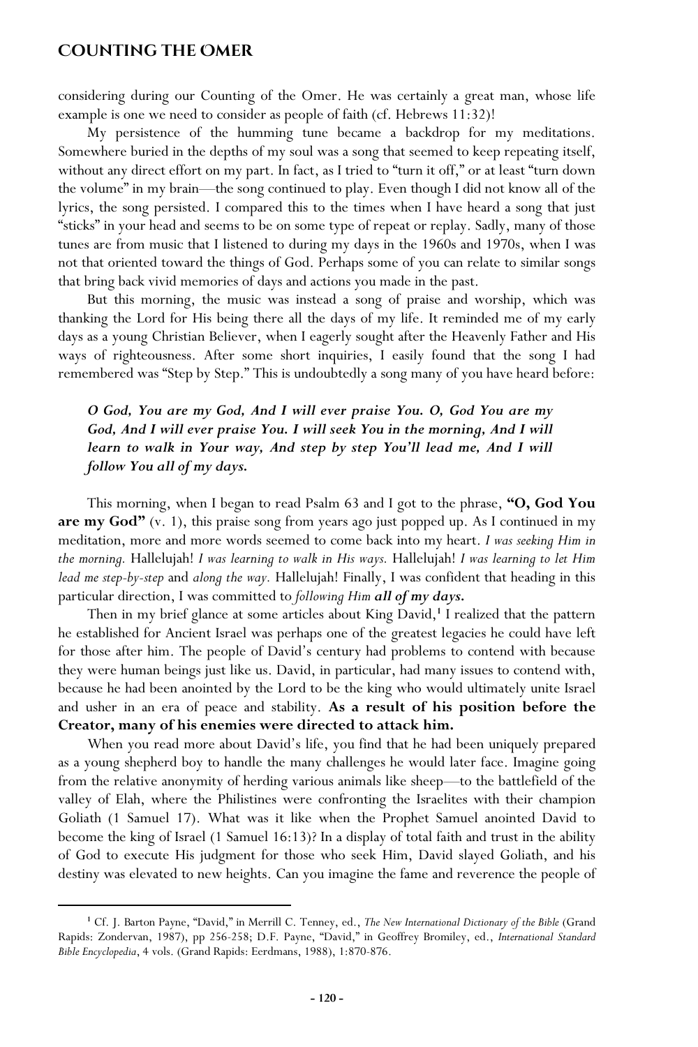considering during our Counting of the Omer. He was certainly a great man, whose life example is one we need to consider as people of faith (cf. Hebrews 11:32)!

My persistence of the humming tune became a backdrop for my meditations. Somewhere buried in the depths of my soul was a song that seemed to keep repeating itself, without any direct effort on my part. In fact, as I tried to "turn it off," or at least "turn down the volume" in my brain—the song continued to play. Even though I did not know all of the lyrics, the song persisted. I compared this to the times when I have heard a song that just "sticks" in your head and seems to be on some type of repeat or replay. Sadly, many of those tunes are from music that I listened to during my days in the 1960s and 1970s, when I was not that oriented toward the things of God. Perhaps some of you can relate to similar songs that bring back vivid memories of days and actions you made in the past.

But this morning, the music was instead a song of praise and worship, which was thanking the Lord for His being there all the days of my life. It reminded me of my early days as a young Christian Believer, when I eagerly sought after the Heavenly Father and His ways of righteousness. After some short inquiries, I easily found that the song I had remembered was "Step by Step." This is undoubtedly a song many of you have heard before:

> ***O God, You are my God, And I will ever praise You. O, God You are my God, And I will ever praise You. I will seek You in the morning, And I will learn to walk in Your way, And step by step You'll lead me, And I will follow You all of my days.***

This morning, when I began to read Psalm 63 and I got to the phrase, **"O, God You are my God"** (v. 1), this praise song from years ago just popped up. As I continued in my meditation, more and more words seemed to come back into my heart. *I was seeking Him in the morning.* Hallelujah! *I was learning to walk in His ways.* Hallelujah! *I was learning to let Him lead me step-by-step* and *along the way.* Hallelujah! Finally, I was confident that heading in this particular direction, I was committed to *following Him **all of my days.***

Then in my brief glance at some articles about King David,[1] I realized that the pattern he established for Ancient Israel was perhaps one of the greatest legacies he could have left for those after him. The people of David's century had problems to contend with because they were human beings just like us. David, in particular, had many issues to contend with, because he had been anointed by the Lord to be the king who would ultimately unite Israel and usher in an era of peace and stability. **As a result of his position before the Creator, many of his enemies were directed to attack him.**

When you read more about David's life, you find that he had been uniquely prepared as a young shepherd boy to handle the many challenges he would later face. Imagine going from the relative anonymity of herding various animals like sheep—to the battlefield of the valley of Elah, where the Philistines were confronting the Israelites with their champion Goliath (1 Samuel 17). What was it like when the Prophet Samuel anointed David to become the king of Israel (1 Samuel 16:13)? In a display of total faith and trust in the ability of God to execute His judgment for those who seek Him, David slayed Goliath, and his destiny was elevated to new heights. Can you imagine the fame and reverence the people of

---

[1] Cf. J. Barton Payne, "David," in Merrill C. Tenney, ed., *The New International Dictionary of the Bible* (Grand Rapids: Zondervan, 1987), pp 256-258; D.F. Payne, "David," in Geoffrey Bromiley, ed., *International Standard Bible Encyclopedia*, 4 vols. (Grand Rapids: Eerdmans, 1988), 1:870-876.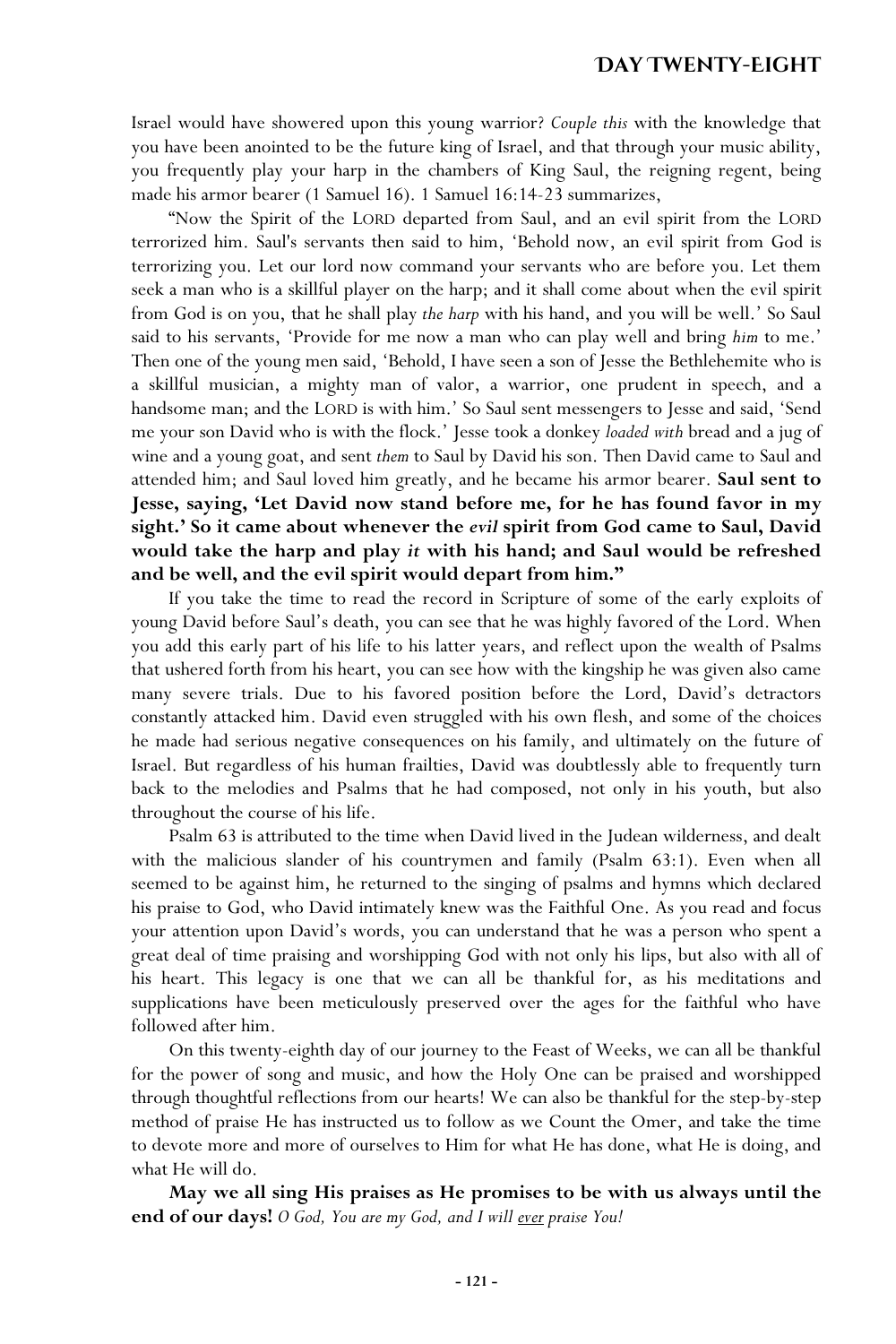Israel would have showered upon this young warrior? *Couple this* with the knowledge that you have been anointed to be the future king of Israel, and that through your music ability, you frequently play your harp in the chambers of King Saul, the reigning regent, being made his armor bearer (1 Samuel 16). 1 Samuel 16:14-23 summarizes,

"Now the Spirit of the LORD departed from Saul, and an evil spirit from the LORD terrorized him. Saul's servants then said to him, 'Behold now, an evil spirit from God is terrorizing you. Let our lord now command your servants who are before you. Let them seek a man who is a skillful player on the harp; and it shall come about when the evil spirit from God is on you, that he shall play *the harp* with his hand, and you will be well.' So Saul said to his servants, 'Provide for me now a man who can play well and bring *him* to me.' Then one of the young men said, 'Behold, I have seen a son of Jesse the Bethlehemite who is a skillful musician, a mighty man of valor, a warrior, one prudent in speech, and a handsome man; and the LORD is with him.' So Saul sent messengers to Jesse and said, 'Send me your son David who is with the flock.' Jesse took a donkey *loaded with* bread and a jug of wine and a young goat, and sent *them* to Saul by David his son. Then David came to Saul and attended him; and Saul loved him greatly, and he became his armor bearer. **Saul sent to Jesse, saying, 'Let David now stand before me, for he has found favor in my sight.' So it came about whenever the *evil* spirit from God came to Saul, David would take the harp and play *it* with his hand; and Saul would be refreshed and be well, and the evil spirit would depart from him."**

If you take the time to read the record in Scripture of some of the early exploits of young David before Saul's death, you can see that he was highly favored of the Lord. When you add this early part of his life to his latter years, and reflect upon the wealth of Psalms that ushered forth from his heart, you can see how with the kingship he was given also came many severe trials. Due to his favored position before the Lord, David's detractors constantly attacked him. David even struggled with his own flesh, and some of the choices he made had serious negative consequences on his family, and ultimately on the future of Israel. But regardless of his human frailties, David was doubtlessly able to frequently turn back to the melodies and Psalms that he had composed, not only in his youth, but also throughout the course of his life.

Psalm 63 is attributed to the time when David lived in the Judean wilderness, and dealt with the malicious slander of his countrymen and family (Psalm 63:1). Even when all seemed to be against him, he returned to the singing of psalms and hymns which declared his praise to God, who David intimately knew was the Faithful One. As you read and focus your attention upon David's words, you can understand that he was a person who spent a great deal of time praising and worshipping God with not only his lips, but also with all of his heart. This legacy is one that we can all be thankful for, as his meditations and supplications have been meticulously preserved over the ages for the faithful who have followed after him.

On this twenty-eighth day of our journey to the Feast of Weeks, we can all be thankful for the power of song and music, and how the Holy One can be praised and worshipped through thoughtful reflections from our hearts! We can also be thankful for the step-by-step method of praise He has instructed us to follow as we Count the Omer, and take the time to devote more and more of ourselves to Him for what He has done, what He is doing, and what He will do.

**May we all sing His praises as He promises to be with us always until the end of our days!** *O God, You are my God, and I will <u>ever</u> praise You!*